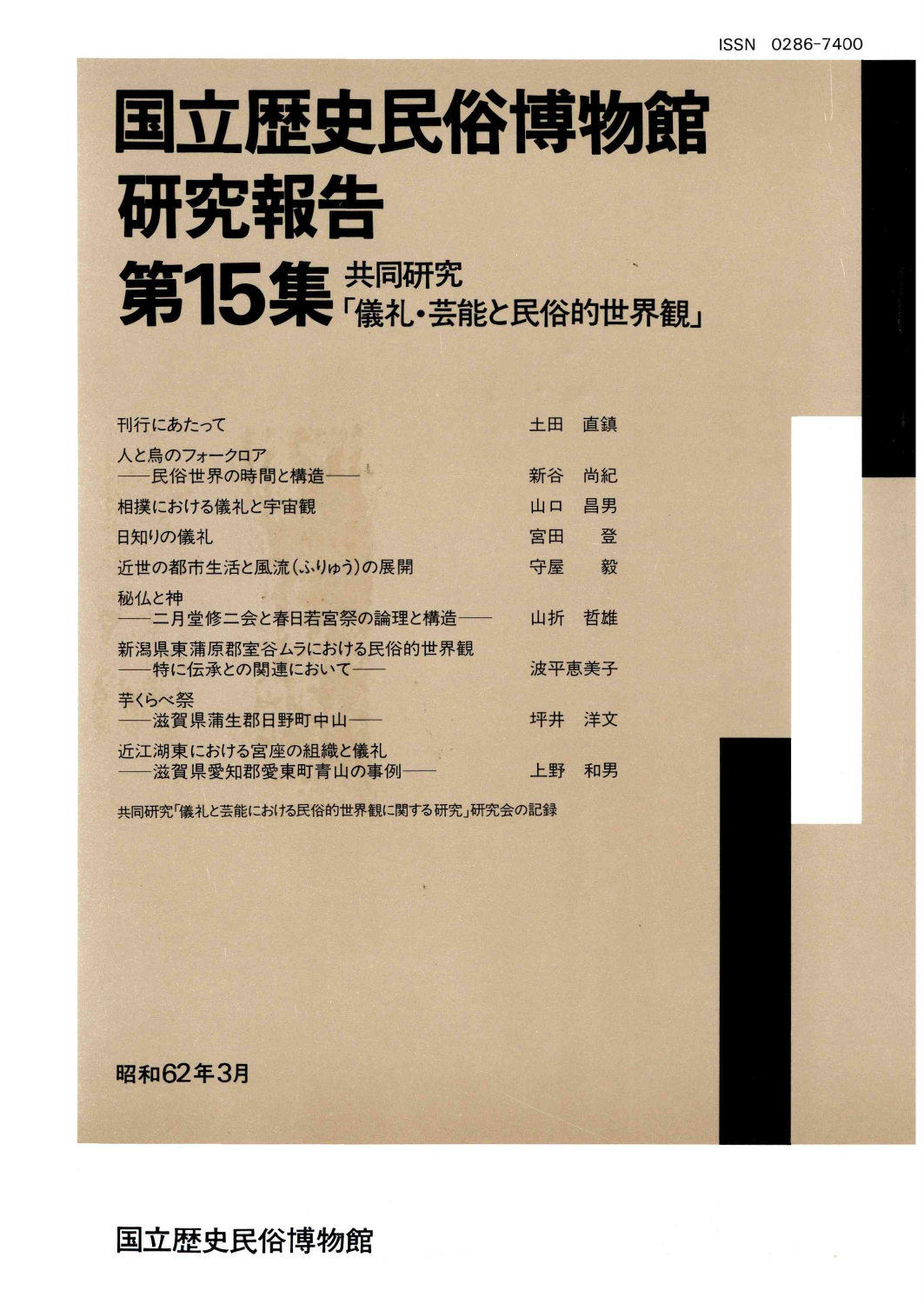ISSN 0286-7400

# 国立歴史民俗博物館研究報告

## 第15集 共同研究「儀礼・芸能と民俗的世界観」

刊行にあたって　土田　直鎮

人と鳥のフォークロア
——民俗世界の時間と構造——　新谷　尚紀

相撲における儀礼と宇宙観　山口　昌男

日知りの儀礼　宮田　登

近世の都市生活と風流（ふりゅう）の展開　守屋　毅

秘仏と神
——二月堂修二会と春日若宮祭の論理と構造——　山折　哲雄

新潟県東蒲原郡室谷ムラにおける民俗的世界観
——特に伝承との関連において——　波平恵美子

芋くらべ祭
——滋賀県蒲生郡日野町中山——　坪井　洋文

近江湖東における宮座の組織と儀礼
——滋賀県愛知郡愛東町青山の事例——　上野　和男

共同研究「儀礼と芸能における民俗的世界観に関する研究」研究会の記録

昭和62年3月

国立歴史民俗博物館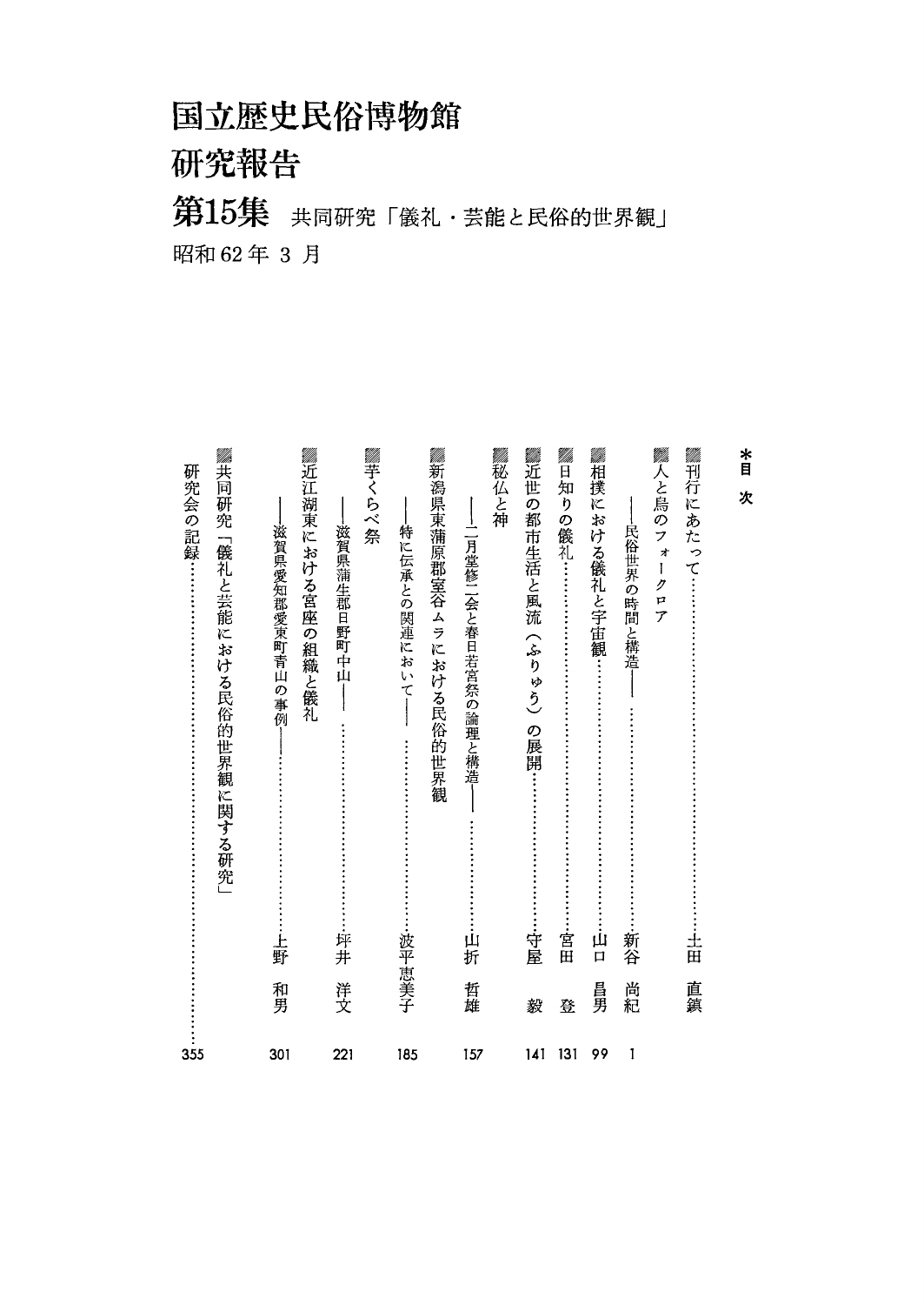# 国立歴史民俗博物館
# 研究報告
# 第15集 共同研究「儀礼・芸能と民俗的世界観」

昭和62年 3 月

*目 次

- 刊行にあたって……………………………………土田 直鎮
- 人と鳥のフォークロア
  ——民俗世界の時間と構造——……………………新谷 尚紀 1
- 相撲における儀礼と宇宙観…………………………山口 昌男 99
- 日知りの儀礼…………………………………………宮田 登 131
- 近世の都市生活と風流（ふりゅう）の展開……………守屋 毅 141
- 秘仏と神
  ——二月堂修二会と春日若宮祭の論理と構造——……山折 哲雄 157
- 新潟県東蒲原郡室谷ムラにおける民俗的世界観
  ——特に伝承との関連において——…………………波平恵美子 185
- 芋くらべ祭
  ——滋賀県蒲生郡日野町中山——…………………坪井 洋文 221
- 近江湖東における宮座の組織と儀礼
  ——滋賀県愛知郡愛東町青山の事例——……………上野 和男 301
- 共同研究「儀礼と芸能における民俗的世界観に関する研究」
  研究会の記録………………………………………………………… 355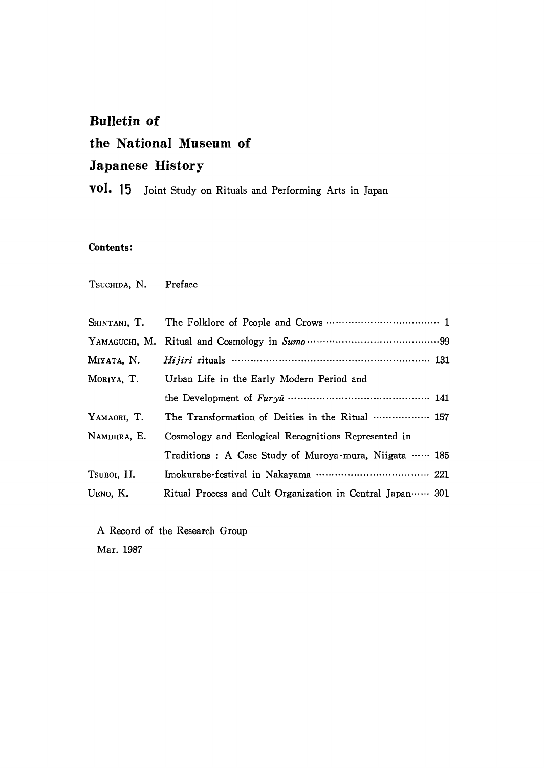# Bulletin of the National Museum of Japanese History

**vol. 15** Joint Study on Rituals and Performing Arts in Japan

**Contents:**

TSUCHIDA, N. Preface

| | | |
|---|---|---|
| SHINTANI, T. | The Folklore of People and Crows | 1 |
| YAMAGUCHI, M. | Ritual and Cosmology in *Sumo* | 99 |
| MIYATA, N. | *Hijiri* rituals | 131 |
| MORIYA, T. | Urban Life in the Early Modern Period and the Development of *Furyū* | 141 |
| YAMAORI, T. | The Transformation of Deities in the Ritual | 157 |
| NAMIHIRA, E. | Cosmology and Ecological Recognitions Represented in Traditions : A Case Study of Muroya-mura, Niigata | 185 |
| TSUBOI, H. | Imokurabe-festival in Nakayama | 221 |
| UENO, K. | Ritual Process and Cult Organization in Central Japan | 301 |

A Record of the Research Group

Mar. 1987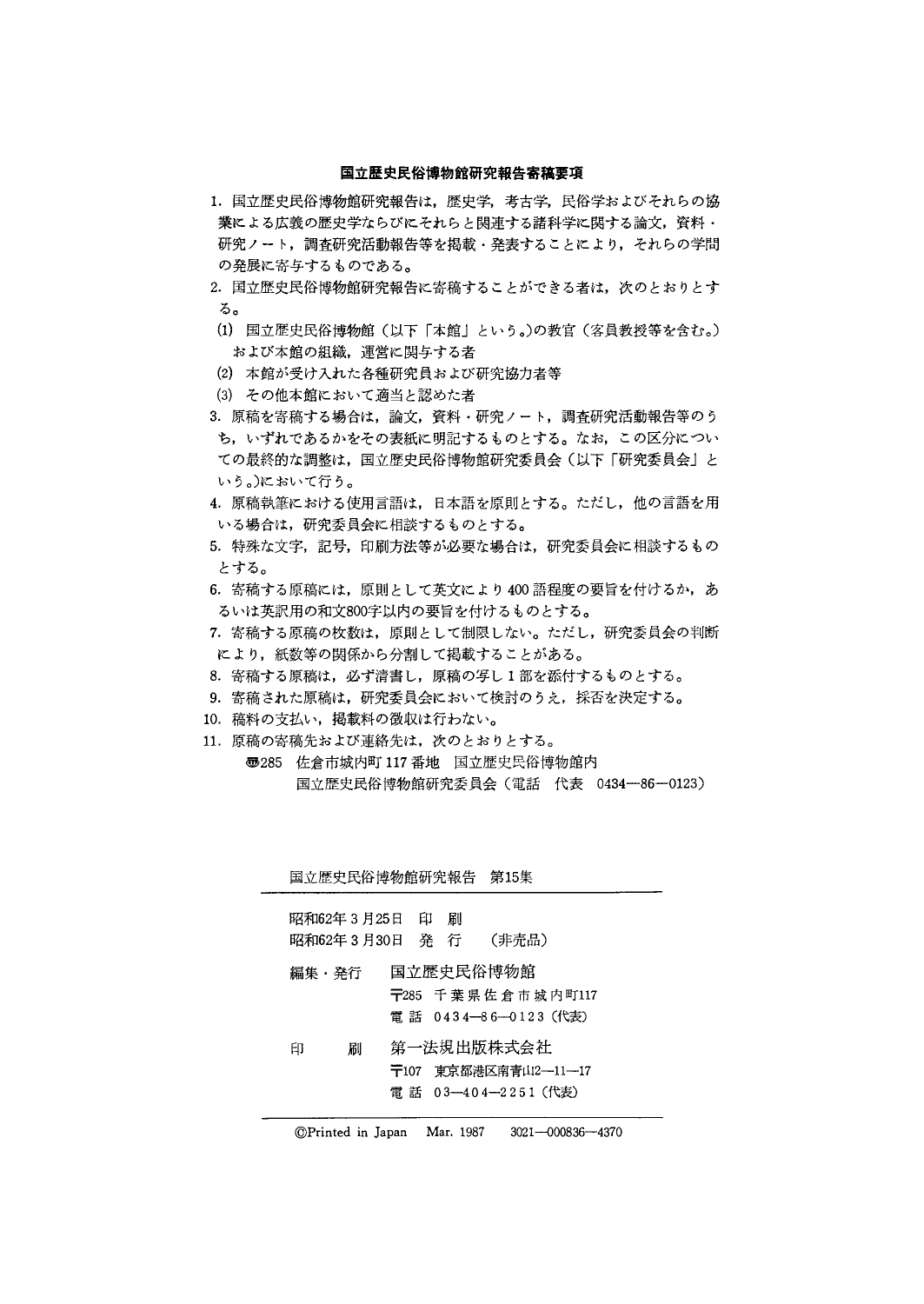## 国立歴史民俗博物館研究報告寄稿要項

1. 国立歴史民俗博物館研究報告は，歴史学，考古学，民俗学およびそれらの協業による広義の歴史学ならびにそれらと関連する諸科学に関する論文，資料・研究ノート，調査研究活動報告等を掲載・発表することにより，それらの学問の発展に寄与するものである。
2. 国立歴史民俗博物館研究報告に寄稿することができる者は，次のとおりとする。
   (1) 国立歴史民俗博物館（以下「本館」という。）の教官（客員教授等を含む。）および本館の組織，運営に関与する者
   (2) 本館が受け入れた各種研究員および研究協力者等
   (3) その他本館において適当と認めた者
3. 原稿を寄稿する場合は，論文，資料・研究ノート，調査研究活動報告等のうち，いずれであるかをその表紙に明記するものとする。なお，この区分についての最終的な調整は，国立歴史民俗博物館研究委員会（以下「研究委員会」という。）において行う。
4. 原稿執筆における使用言語は，日本語を原則とする。ただし，他の言語を用いる場合は，研究委員会に相談するものとする。
5. 特殊な文字，記号，印刷方法等が必要な場合は，研究委員会に相談するものとする。
6. 寄稿する原稿には，原則として英文により400語程度の要旨を付けるか，あるいは英訳用の和文800字以内の要旨を付けるものとする。
7. 寄稿する原稿の枚数は，原則として制限しない。ただし，研究委員会の判断により，紙数等の関係から分割して掲載することがある。
8. 寄稿する原稿は，必ず清書し，原稿の写し1部を添付するものとする。
9. 寄稿された原稿は，研究委員会において検討のうえ，採否を決定する。
10. 稿料の支払い，掲載料の徴収は行わない。
11. 原稿の寄稿先および連絡先は，次のとおりとする。

    〒285 佐倉市城内町117番地 国立歴史民俗博物館内
    国立歴史民俗博物館研究委員会（電話 代表 0434—86—0123）

---

国立歴史民俗博物館研究報告 第15集

---

昭和62年3月25日 印 刷
昭和62年3月30日 発 行 （非売品）

編集・発行 国立歴史民俗博物館
〒285 千葉県佐倉市城内町117
電 話 0434—86—0123（代表）

印 刷 第一法規出版株式会社
〒107 東京都港区南青山2—11—17
電 話 03—404—2251（代表）

---

©Printed in Japan Mar. 1987 3021—000836—4370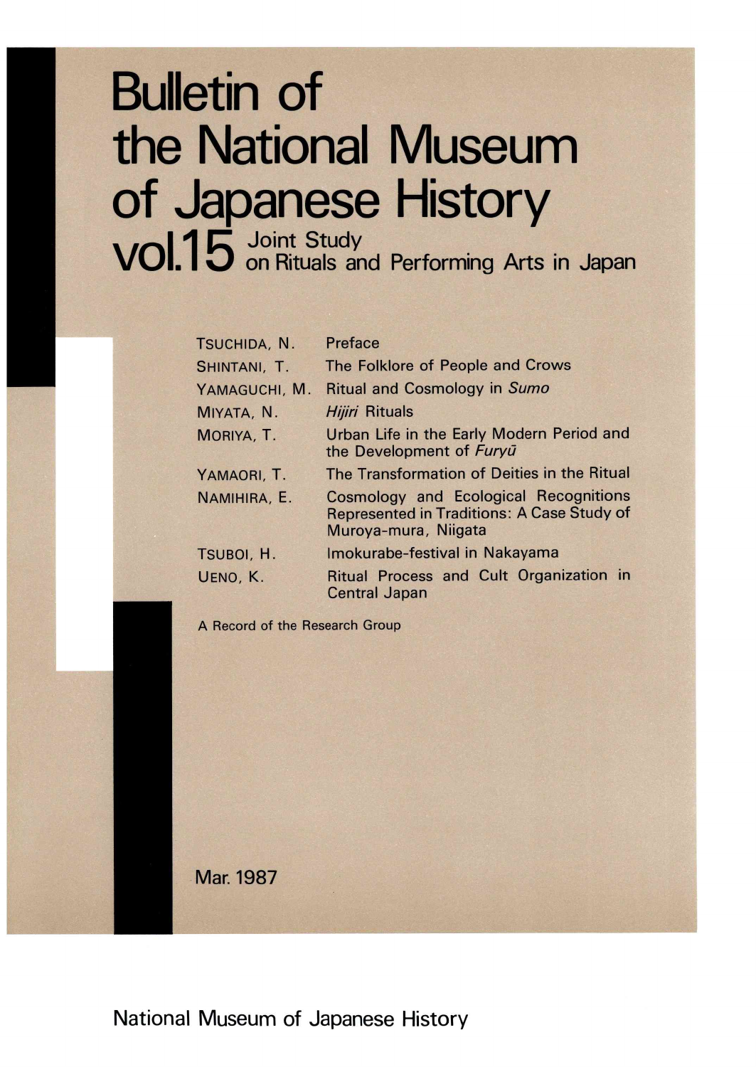# Bulletin of the National Museum of Japanese History

# vol.15 Joint Study on Rituals and Performing Arts in Japan

| | |
|---|---|
| TSUCHIDA, N. | Preface |
| SHINTANI, T. | The Folklore of People and Crows |
| YAMAGUCHI, M. | Ritual and Cosmology in *Sumo* |
| MIYATA, N. | *Hijiri* Rituals |
| MORIYA, T. | Urban Life in the Early Modern Period and the Development of *Furyū* |
| YAMAORI, T. | The Transformation of Deities in the Ritual |
| NAMIHIRA, E. | Cosmology and Ecological Recognitions Represented in Traditions: A Case Study of Muroya-mura, Niigata |
| TSUBOI, H. | Imokurabe-festival in Nakayama |
| UENO, K. | Ritual Process and Cult Organization in Central Japan |

A Record of the Research Group

Mar. 1987

National Museum of Japanese History